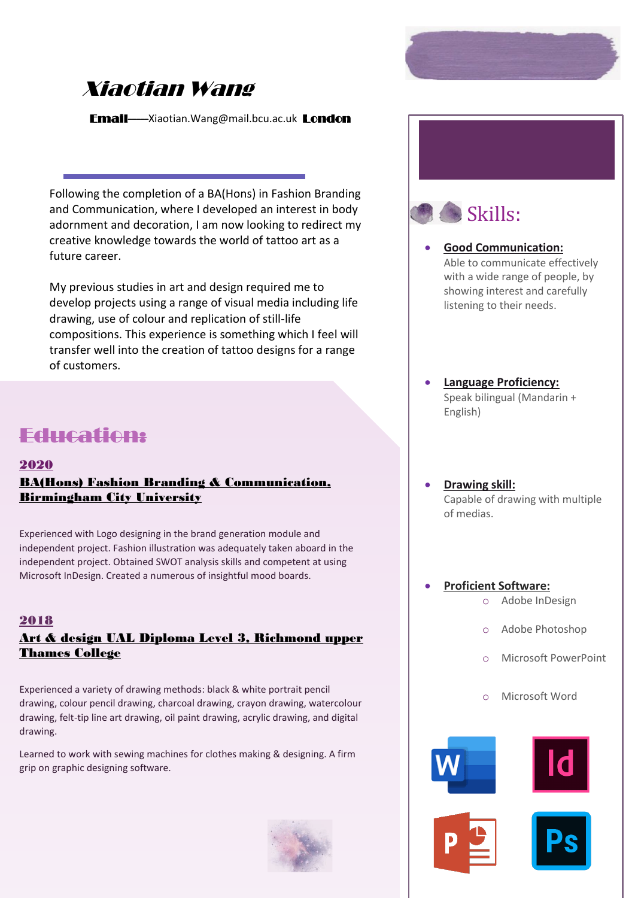# Xiaotian Wang

**Email**——Xiaotian.Wang@mail.bcu.ac.uk **London**

Following the completion of a BA(Hons) in Fashion Branding and Communication, where I developed an interest in body adornment and decoration, I am now looking to redirect my creative knowledge towards the world of tattoo art as a future career.

My previous studies in art and design required me to develop projects using a range of visual media including life drawing, use of colour and replication of still-life compositions. This experience is something which I feel will transfer well into the creation of tattoo designs for a range of customers.

## Education:

### 2020

**BA(Hons) Fashion Branding & Communication, Birmingham City University**

Experienced with Logo designing in the brand generation module and independent project. Fashion illustration was adequately taken aboard in the independent project. Obtained SWOT analysis skills and competent at using Microsoft InDesign. Created a numerous of insightful mood boards.

### 2018

**Art & design UAL Diploma Level 3, Richmond upper Thames College**

Experienced a variety of drawing methods: black & white portrait pencil drawing, colour pencil drawing, charcoal drawing, crayon drawing, watercolour drawing, felt-tip line art drawing, oil paint drawing, acrylic drawing, and digital drawing.

Learned to work with sewing machines for clothes making & designing. A firm grip on graphic designing software.

## Skills:

- **Good Communication:** Able to communicate effectively with a wide range of people, by showing interest and carefully listening to their needs.

- **Language Proficiency:** Speak bilingual (Mandarin + English)

- **Drawing skill:** Capable of drawing with multiple of medias.

- **Proficient Software:**
  - Adobe InDesign
  - Adobe Photoshop
  - Microsoft PowerPoint
  - Microsoft Word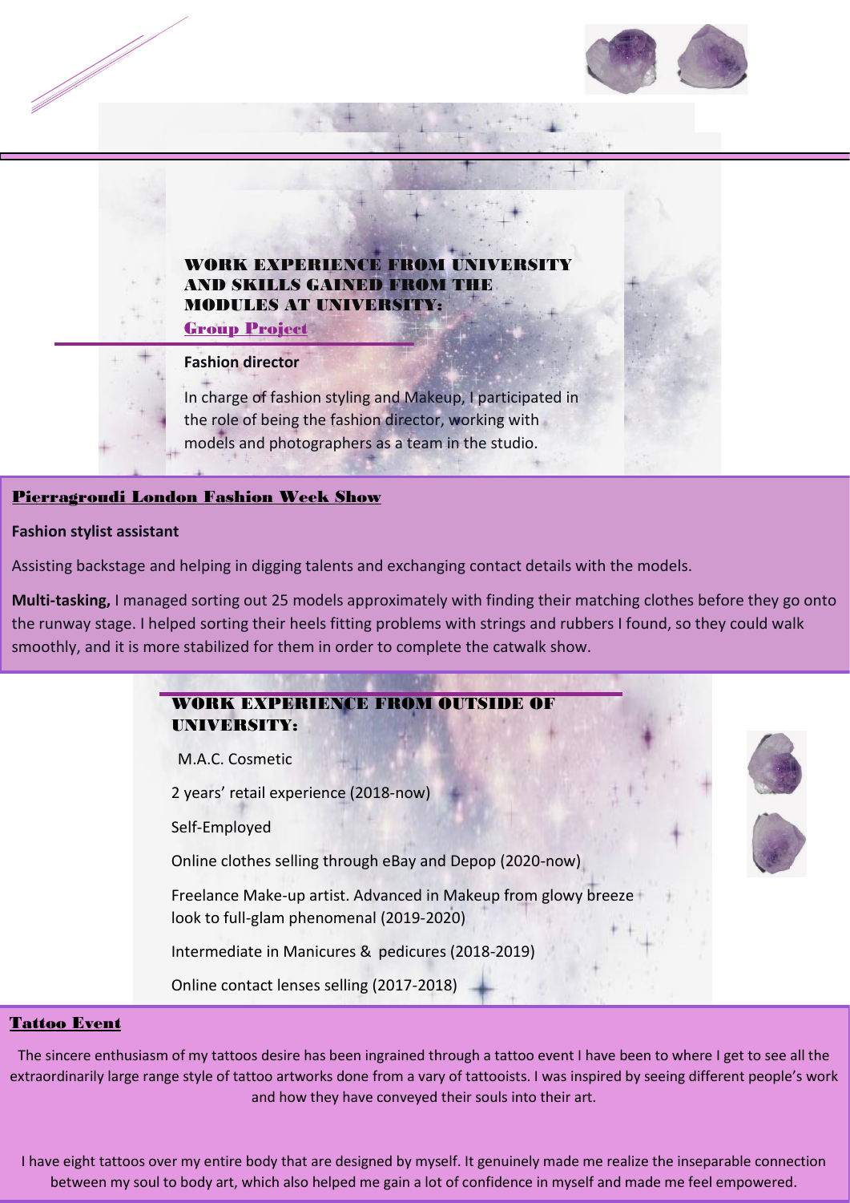## WORK EXPERIENCE FROM UNIVERSITY AND SKILLS GAINED FROM THE MODULES AT UNIVERSITY:

### Group Project

**Fashion director**

In charge of fashion styling and Makeup, I participated in the role of being the fashion director, working with models and photographers as a team in the studio.

### Pierragroudi London Fashion Week Show

**Fashion stylist assistant**

Assisting backstage and helping in digging talents and exchanging contact details with the models.

**Multi-tasking,** I managed sorting out 25 models approximately with finding their matching clothes before they go onto the runway stage. I helped sorting their heels fitting problems with strings and rubbers I found, so they could walk smoothly, and it is more stabilized for them in order to complete the catwalk show.

## WORK EXPERIENCE FROM OUTSIDE OF UNIVERSITY:

M.A.C. Cosmetic

2 years' retail experience (2018-now)

Self-Employed

Online clothes selling through eBay and Depop (2020-now)

Freelance Make-up artist. Advanced in Makeup from glowy breeze look to full-glam phenomenal (2019-2020)

Intermediate in Manicures & pedicures (2018-2019)

Online contact lenses selling (2017-2018)

### Tattoo Event

The sincere enthusiasm of my tattoos desire has been ingrained through a tattoo event I have been to where I get to see all the extraordinarily large range style of tattoo artworks done from a vary of tattooists. I was inspired by seeing different people's work and how they have conveyed their souls into their art.

I have eight tattoos over my entire body that are designed by myself. It genuinely made me realize the inseparable connection between my soul to body art, which also helped me gain a lot of confidence in myself and made me feel empowered.